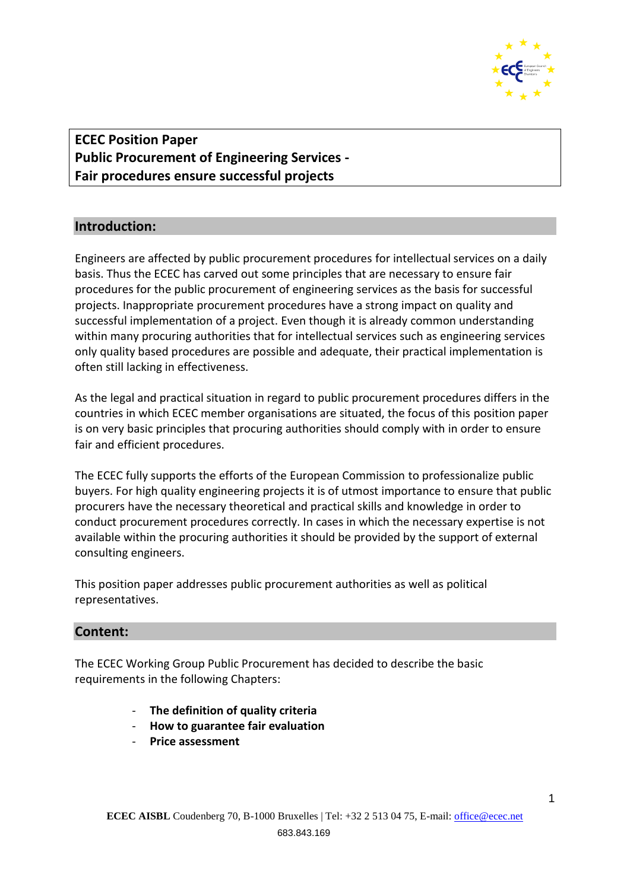# ECEC Position Paper
# Public Procurement of Engineering Services - Fair procedures ensure successful projects

## Introduction:

Engineers are affected by public procurement procedures for intellectual services on a daily basis. Thus the ECEC has carved out some principles that are necessary to ensure fair procedures for the public procurement of engineering services as the basis for successful projects. Inappropriate procurement procedures have a strong impact on quality and successful implementation of a project. Even though it is already common understanding within many procuring authorities that for intellectual services such as engineering services only quality based procedures are possible and adequate, their practical implementation is often still lacking in effectiveness.

As the legal and practical situation in regard to public procurement procedures differs in the countries in which ECEC member organisations are situated, the focus of this position paper is on very basic principles that procuring authorities should comply with in order to ensure fair and efficient procedures.

The ECEC fully supports the efforts of the European Commission to professionalize public buyers. For high quality engineering projects it is of utmost importance to ensure that public procurers have the necessary theoretical and practical skills and knowledge in order to conduct procurement procedures correctly. In cases in which the necessary expertise is not available within the procuring authorities it should be provided by the support of external consulting engineers.

This position paper addresses public procurement authorities as well as political representatives.

## Content:

The ECEC Working Group Public Procurement has decided to describe the basic requirements in the following Chapters:

- **The definition of quality criteria**
- **How to guarantee fair evaluation**
- **Price assessment**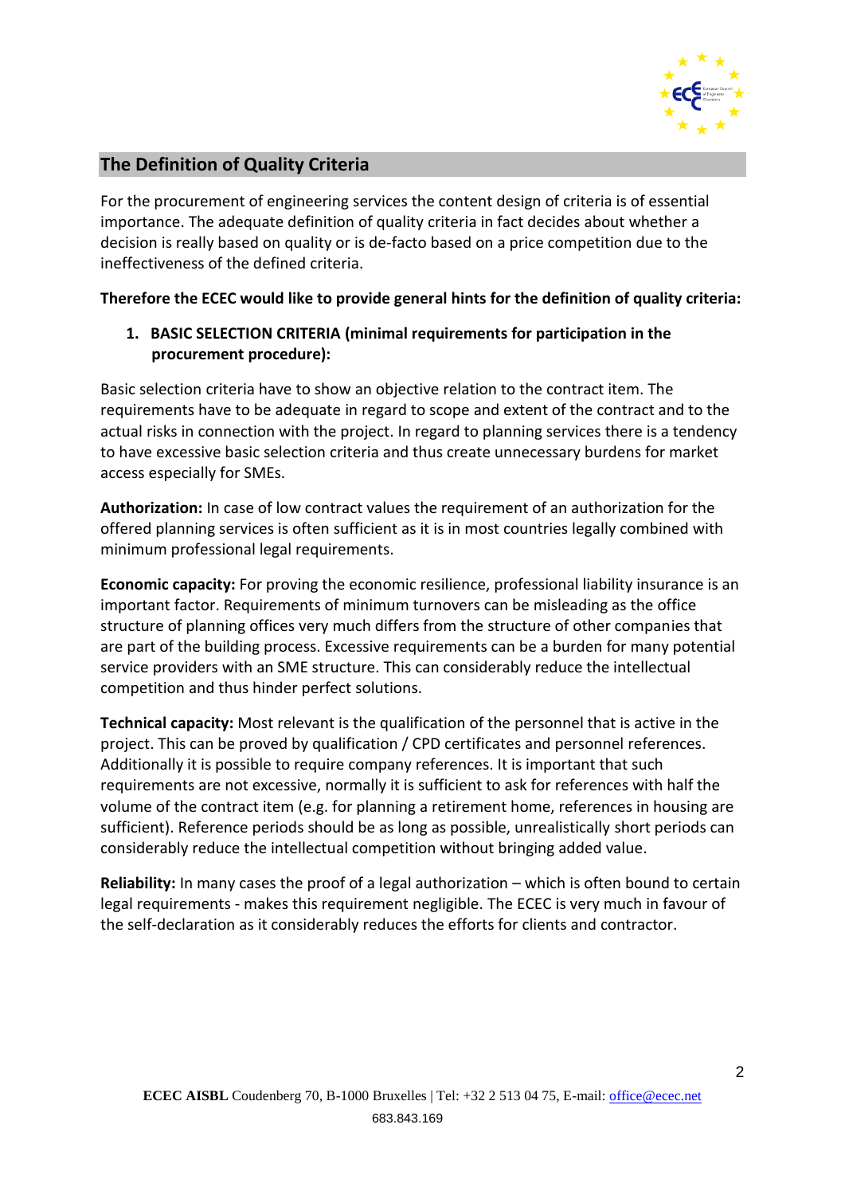## The Definition of Quality Criteria

For the procurement of engineering services the content design of criteria is of essential importance. The adequate definition of quality criteria in fact decides about whether a decision is really based on quality or is de-facto based on a price competition due to the ineffectiveness of the defined criteria.

**Therefore the ECEC would like to provide general hints for the definition of quality criteria:**

1. **BASIC SELECTION CRITERIA (minimal requirements for participation in the procurement procedure):**

Basic selection criteria have to show an objective relation to the contract item. The requirements have to be adequate in regard to scope and extent of the contract and to the actual risks in connection with the project. In regard to planning services there is a tendency to have excessive basic selection criteria and thus create unnecessary burdens for market access especially for SMEs.

**Authorization:** In case of low contract values the requirement of an authorization for the offered planning services is often sufficient as it is in most countries legally combined with minimum professional legal requirements.

**Economic capacity:** For proving the economic resilience, professional liability insurance is an important factor. Requirements of minimum turnovers can be misleading as the office structure of planning offices very much differs from the structure of other companies that are part of the building process. Excessive requirements can be a burden for many potential service providers with an SME structure. This can considerably reduce the intellectual competition and thus hinder perfect solutions.

**Technical capacity:** Most relevant is the qualification of the personnel that is active in the project. This can be proved by qualification / CPD certificates and personnel references. Additionally it is possible to require company references. It is important that such requirements are not excessive, normally it is sufficient to ask for references with half the volume of the contract item (e.g. for planning a retirement home, references in housing are sufficient). Reference periods should be as long as possible, unrealistically short periods can considerably reduce the intellectual competition without bringing added value.

**Reliability:** In many cases the proof of a legal authorization – which is often bound to certain legal requirements - makes this requirement negligible. The ECEC is very much in favour of the self-declaration as it considerably reduces the efforts for clients and contractor.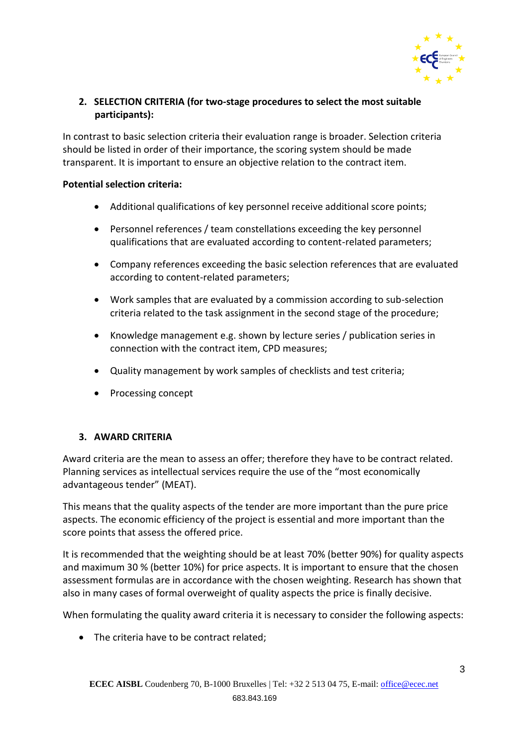## 2. SELECTION CRITERIA (for two-stage procedures to select the most suitable participants):

In contrast to basic selection criteria their evaluation range is broader. Selection criteria should be listed in order of their importance, the scoring system should be made transparent. It is important to ensure an objective relation to the contract item.

**Potential selection criteria:**

- Additional qualifications of key personnel receive additional score points;
- Personnel references / team constellations exceeding the key personnel qualifications that are evaluated according to content-related parameters;
- Company references exceeding the basic selection references that are evaluated according to content-related parameters;
- Work samples that are evaluated by a commission according to sub-selection criteria related to the task assignment in the second stage of the procedure;
- Knowledge management e.g. shown by lecture series / publication series in connection with the contract item, CPD measures;
- Quality management by work samples of checklists and test criteria;
- Processing concept

## 3. AWARD CRITERIA

Award criteria are the mean to assess an offer; therefore they have to be contract related. Planning services as intellectual services require the use of the “most economically advantageous tender” (MEAT).

This means that the quality aspects of the tender are more important than the pure price aspects. The economic efficiency of the project is essential and more important than the score points that assess the offered price.

It is recommended that the weighting should be at least 70% (better 90%) for quality aspects and maximum 30 % (better 10%) for price aspects. It is important to ensure that the chosen assessment formulas are in accordance with the chosen weighting. Research has shown that also in many cases of formal overweight of quality aspects the price is finally decisive.

When formulating the quality award criteria it is necessary to consider the following aspects:

- The criteria have to be contract related;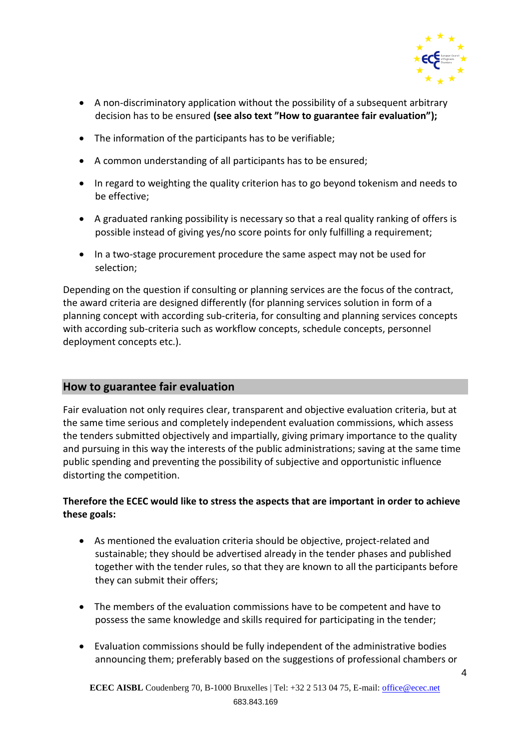- A non-discriminatory application without the possibility of a subsequent arbitrary decision has to be ensured **(see also text "How to guarantee fair evaluation");**
- The information of the participants has to be verifiable;
- A common understanding of all participants has to be ensured;
- In regard to weighting the quality criterion has to go beyond tokenism and needs to be effective;
- A graduated ranking possibility is necessary so that a real quality ranking of offers is possible instead of giving yes/no score points for only fulfilling a requirement;
- In a two-stage procurement procedure the same aspect may not be used for selection;

Depending on the question if consulting or planning services are the focus of the contract, the award criteria are designed differently (for planning services solution in form of a planning concept with according sub-criteria, for consulting and planning services concepts with according sub-criteria such as workflow concepts, schedule concepts, personnel deployment concepts etc.).

## How to guarantee fair evaluation

Fair evaluation not only requires clear, transparent and objective evaluation criteria, but at the same time serious and completely independent evaluation commissions, which assess the tenders submitted objectively and impartially, giving primary importance to the quality and pursuing in this way the interests of the public administrations; saving at the same time public spending and preventing the possibility of subjective and opportunistic influence distorting the competition.

**Therefore the ECEC would like to stress the aspects that are important in order to achieve these goals:**

- As mentioned the evaluation criteria should be objective, project-related and sustainable; they should be advertised already in the tender phases and published together with the tender rules, so that they are known to all the participants before they can submit their offers;
- The members of the evaluation commissions have to be competent and have to possess the same knowledge and skills required for participating in the tender;
- Evaluation commissions should be fully independent of the administrative bodies announcing them; preferably based on the suggestions of professional chambers or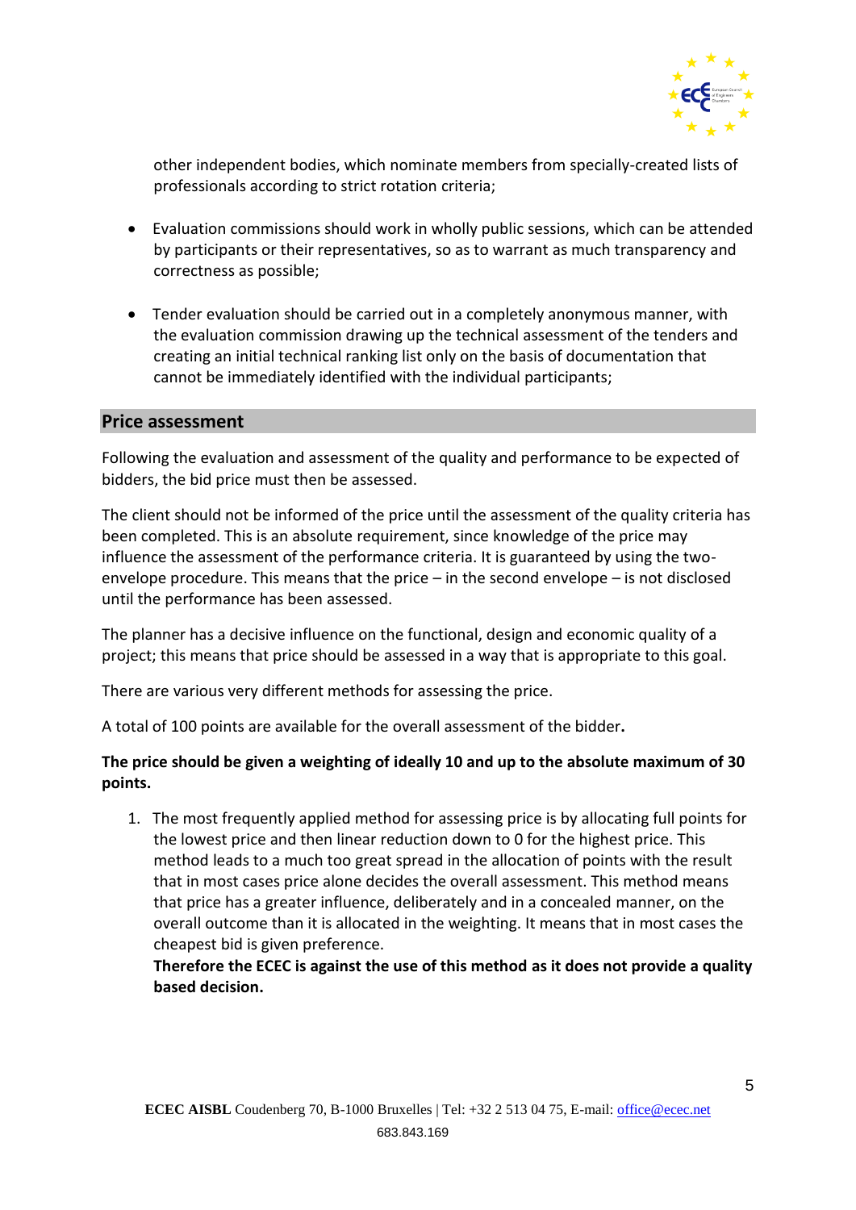other independent bodies, which nominate members from specially-created lists of professionals according to strict rotation criteria;

- Evaluation commissions should work in wholly public sessions, which can be attended by participants or their representatives, so as to warrant as much transparency and correctness as possible;

- Tender evaluation should be carried out in a completely anonymous manner, with the evaluation commission drawing up the technical assessment of the tenders and creating an initial technical ranking list only on the basis of documentation that cannot be immediately identified with the individual participants;

## Price assessment

Following the evaluation and assessment of the quality and performance to be expected of bidders, the bid price must then be assessed.

The client should not be informed of the price until the assessment of the quality criteria has been completed. This is an absolute requirement, since knowledge of the price may influence the assessment of the performance criteria. It is guaranteed by using the two-envelope procedure. This means that the price – in the second envelope – is not disclosed until the performance has been assessed.

The planner has a decisive influence on the functional, design and economic quality of a project; this means that price should be assessed in a way that is appropriate to this goal.

There are various very different methods for assessing the price.

A total of 100 points are available for the overall assessment of the bidder**.**

**The price should be given a weighting of ideally 10 and up to the absolute maximum of 30 points.**

1. The most frequently applied method for assessing price is by allocating full points for the lowest price and then linear reduction down to 0 for the highest price. This method leads to a much too great spread in the allocation of points with the result that in most cases price alone decides the overall assessment. This method means that price has a greater influence, deliberately and in a concealed manner, on the overall outcome than it is allocated in the weighting. It means that in most cases the cheapest bid is given preference.
   **Therefore the ECEC is against the use of this method as it does not provide a quality based decision.**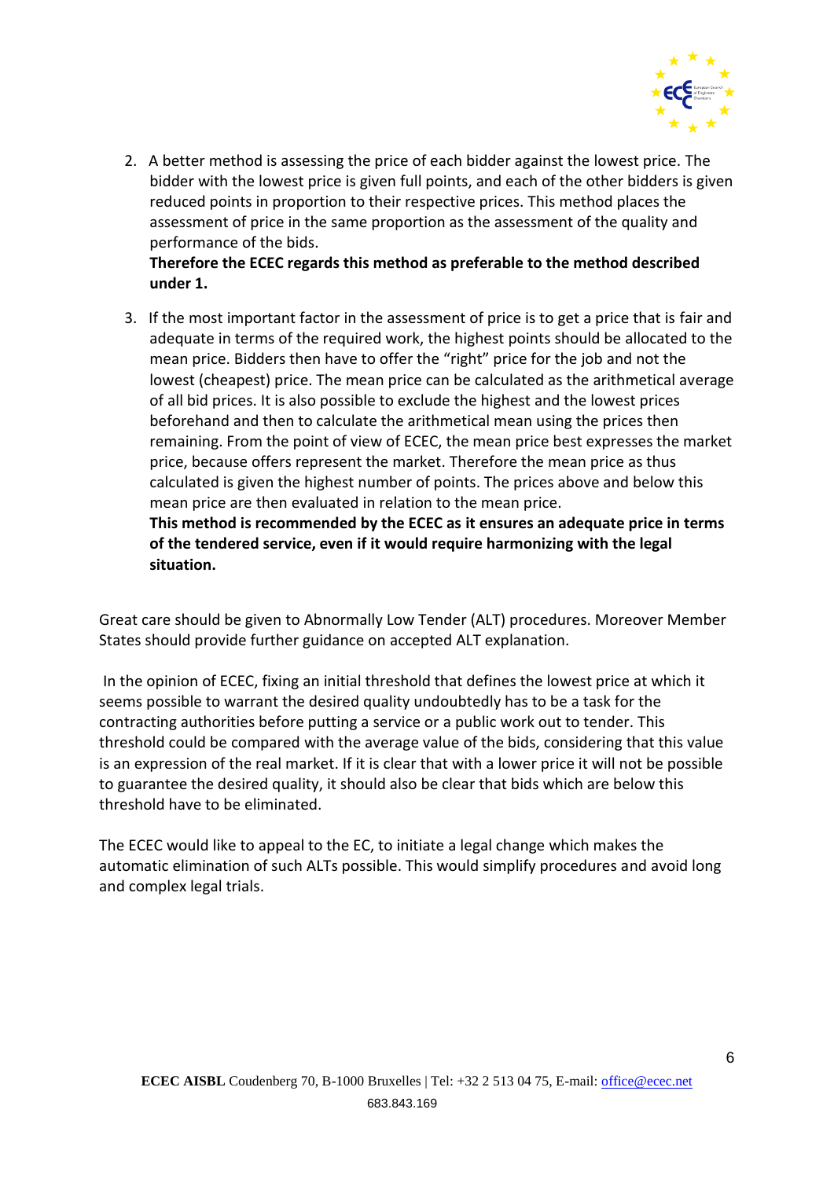2. A better method is assessing the price of each bidder against the lowest price. The bidder with the lowest price is given full points, and each of the other bidders is given reduced points in proportion to their respective prices. This method places the assessment of price in the same proportion as the assessment of the quality and performance of the bids.
   **Therefore the ECEC regards this method as preferable to the method described under 1.**

3. If the most important factor in the assessment of price is to get a price that is fair and adequate in terms of the required work, the highest points should be allocated to the mean price. Bidders then have to offer the "right" price for the job and not the lowest (cheapest) price. The mean price can be calculated as the arithmetical average of all bid prices. It is also possible to exclude the highest and the lowest prices beforehand and then to calculate the arithmetical mean using the prices then remaining. From the point of view of ECEC, the mean price best expresses the market price, because offers represent the market. Therefore the mean price as thus calculated is given the highest number of points. The prices above and below this mean price are then evaluated in relation to the mean price.
   **This method is recommended by the ECEC as it ensures an adequate price in terms of the tendered service, even if it would require harmonizing with the legal situation.**

Great care should be given to Abnormally Low Tender (ALT) procedures. Moreover Member States should provide further guidance on accepted ALT explanation.

In the opinion of ECEC, fixing an initial threshold that defines the lowest price at which it seems possible to warrant the desired quality undoubtedly has to be a task for the contracting authorities before putting a service or a public work out to tender. This threshold could be compared with the average value of the bids, considering that this value is an expression of the real market. If it is clear that with a lower price it will not be possible to guarantee the desired quality, it should also be clear that bids which are below this threshold have to be eliminated.

The ECEC would like to appeal to the EC, to initiate a legal change which makes the automatic elimination of such ALTs possible. This would simplify procedures and avoid long and complex legal trials.